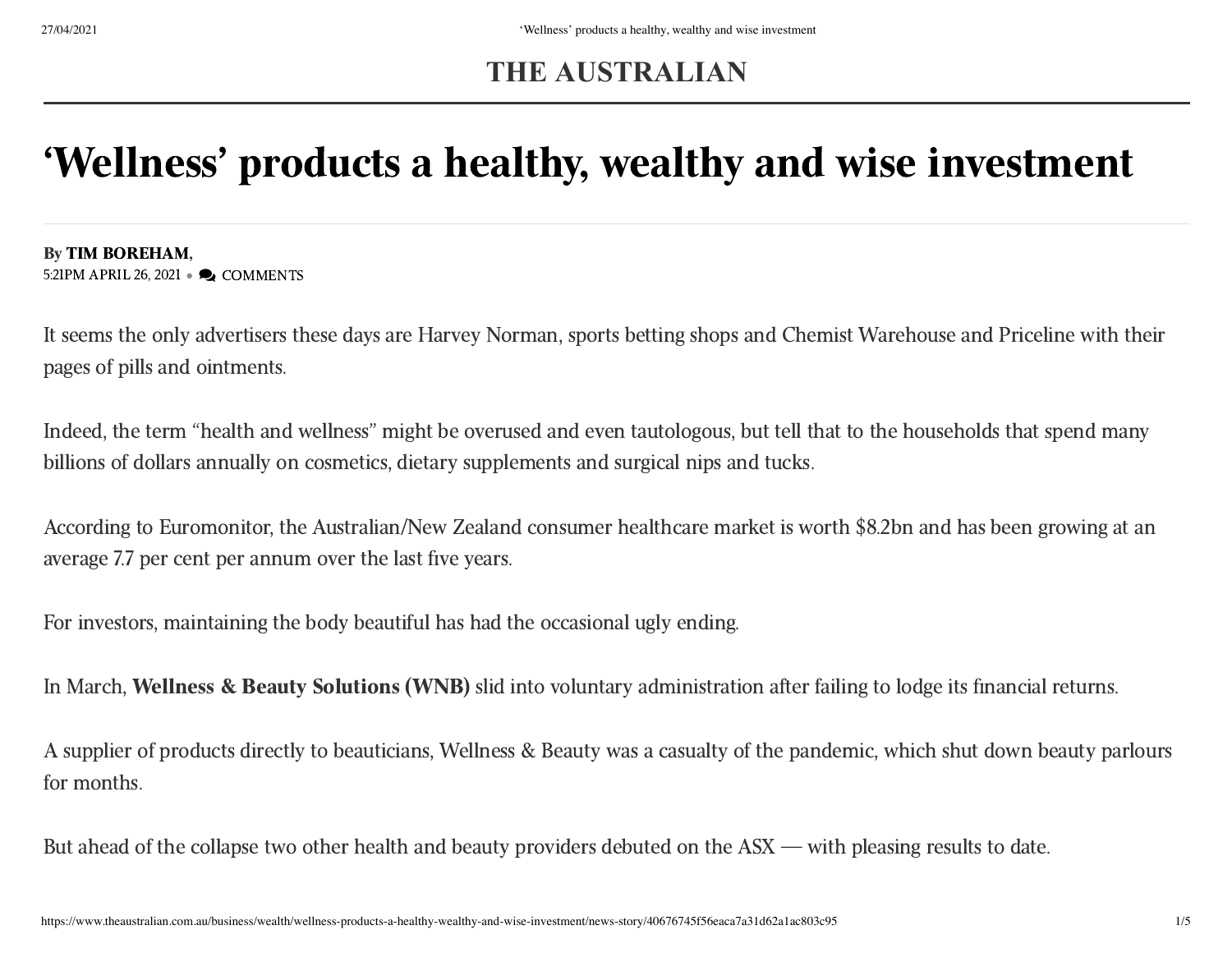# 'Wellness' products a healthy, wealthy and wise investment

By **TIM BOREHAM**,
5:21PM APRIL 26, 2021 • COMMENTS

It seems the only advertisers these days are Harvey Norman, sports betting shops and Chemist Warehouse and Priceline with their pages of pills and ointments.

Indeed, the term "health and wellness" might be overused and even tautologous, but tell that to the households that spend many billions of dollars annually on cosmetics, dietary supplements and surgical nips and tucks.

According to Euromonitor, the Australian/New Zealand consumer healthcare market is worth $8.2bn and has been growing at an average 7.7 per cent per annum over the last five years.

For investors, maintaining the body beautiful has had the occasional ugly ending.

In March, **Wellness & Beauty Solutions (WNB)** slid into voluntary administration after failing to lodge its financial returns.

A supplier of products directly to beauticians, Wellness & Beauty was a casualty of the pandemic, which shut down beauty parlours for months.

But ahead of the collapse two other health and beauty providers debuted on the ASX — with pleasing results to date.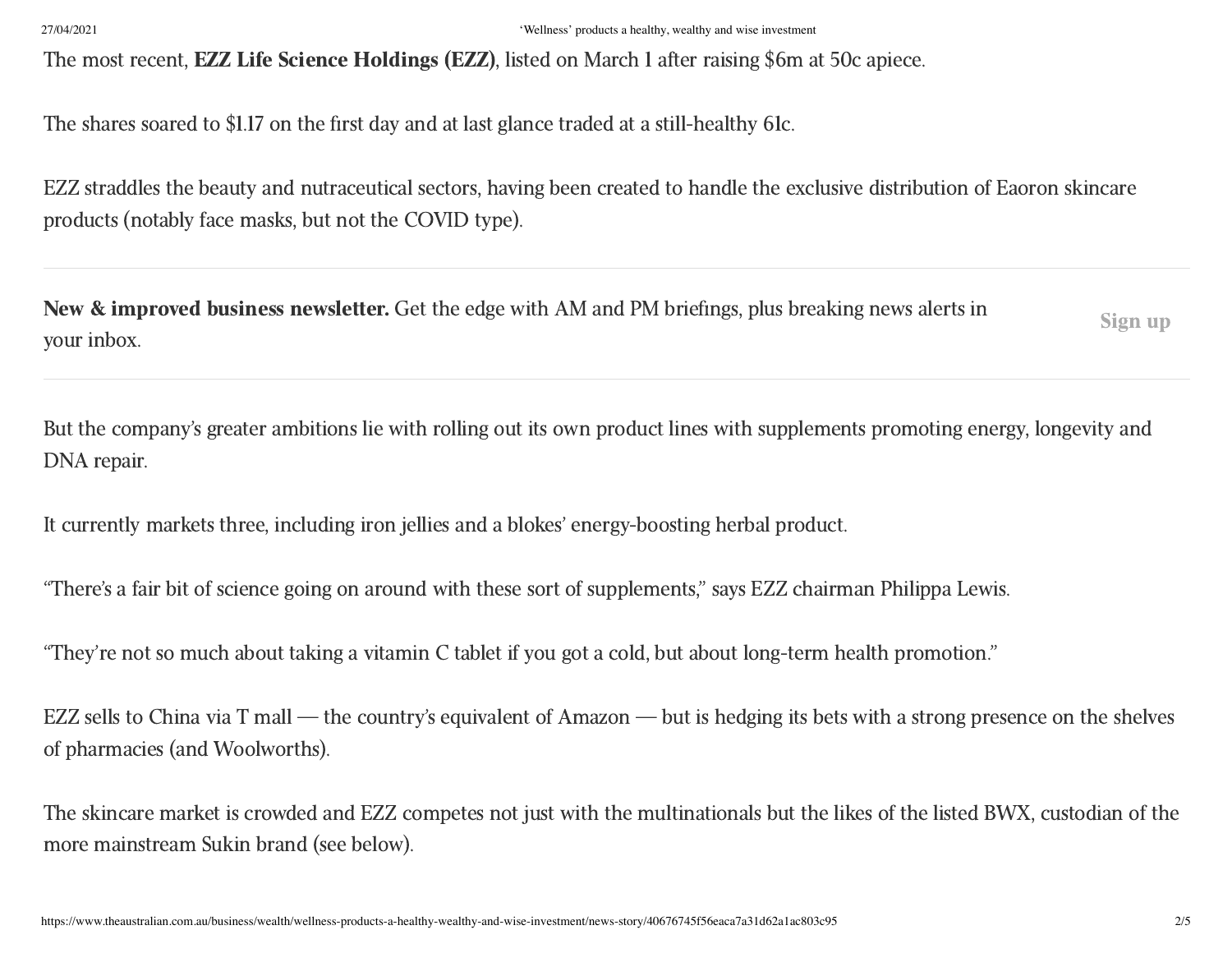The most recent, **EZZ Life Science Holdings (EZZ)**, listed on March 1 after raising $6m at 50c apiece.

The shares soared to $1.17 on the first day and at last glance traded at a still-healthy 61c.

EZZ straddles the beauty and nutraceutical sectors, having been created to handle the exclusive distribution of Eaoron skincare products (notably face masks, but not the COVID type).

**New & improved business newsletter.** Get the edge with AM and PM briefings, plus breaking news alerts in your inbox.

Sign up

But the company's greater ambitions lie with rolling out its own product lines with supplements promoting energy, longevity and DNA repair.

It currently markets three, including iron jellies and a blokes' energy-boosting herbal product.

"There's a fair bit of science going on around with these sort of supplements," says EZZ chairman Philippa Lewis.

"They're not so much about taking a vitamin C tablet if you got a cold, but about long-term health promotion."

EZZ sells to China via T mall — the country's equivalent of Amazon — but is hedging its bets with a strong presence on the shelves of pharmacies (and Woolworths).

The skincare market is crowded and EZZ competes not just with the multinationals but the likes of the listed BWX, custodian of the more mainstream Sukin brand (see below).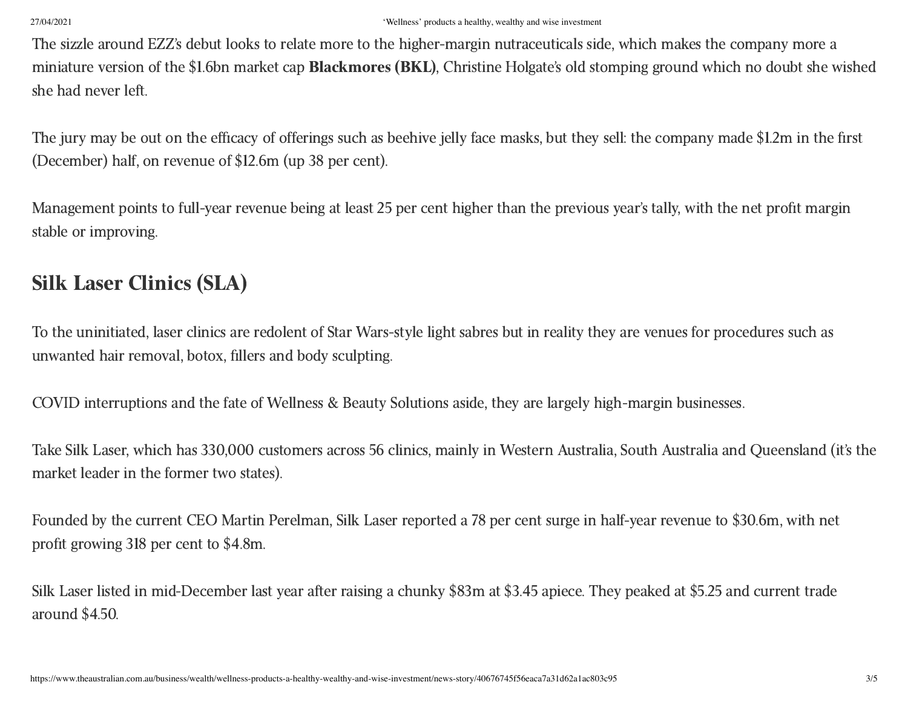The sizzle around EZZ's debut looks to relate more to the higher-margin nutraceuticals side, which makes the company more a miniature version of the $1.6bn market cap **Blackmores (BKL)**, Christine Holgate's old stomping ground which no doubt she wished she had never left.

The jury may be out on the efficacy of offerings such as beehive jelly face masks, but they sell: the company made $1.2m in the first (December) half, on revenue of $12.6m (up 38 per cent).

Management points to full-year revenue being at least 25 per cent higher than the previous year's tally, with the net profit margin stable or improving.

## Silk Laser Clinics (SLA)

To the uninitiated, laser clinics are redolent of Star Wars-style light sabres but in reality they are venues for procedures such as unwanted hair removal, botox, fillers and body sculpting.

COVID interruptions and the fate of Wellness & Beauty Solutions aside, they are largely high-margin businesses.

Take Silk Laser, which has 330,000 customers across 56 clinics, mainly in Western Australia, South Australia and Queensland (it's the market leader in the former two states).

Founded by the current CEO Martin Perelman, Silk Laser reported a 78 per cent surge in half-year revenue to $30.6m, with net profit growing 318 per cent to $4.8m.

Silk Laser listed in mid-December last year after raising a chunky $83m at $3.45 apiece. They peaked at $5.25 and current trade around $4.50.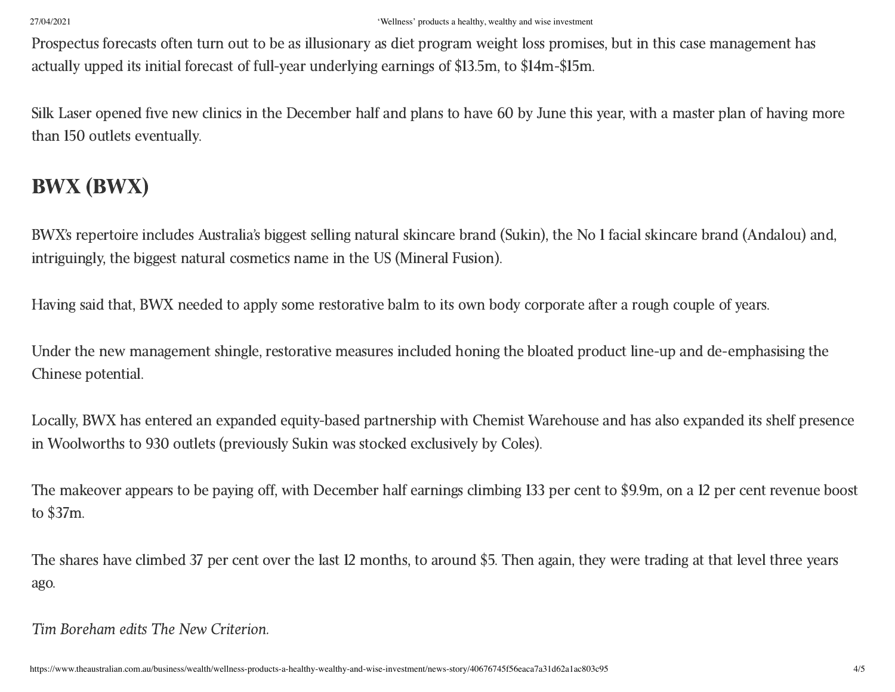Prospectus forecasts often turn out to be as illusionary as diet program weight loss promises, but in this case management has actually upped its initial forecast of full-year underlying earnings of $13.5m, to $14m-$15m.

Silk Laser opened five new clinics in the December half and plans to have 60 by June this year, with a master plan of having more than 150 outlets eventually.

## BWX (BWX)

BWX's repertoire includes Australia's biggest selling natural skincare brand (Sukin), the No 1 facial skincare brand (Andalou) and, intriguingly, the biggest natural cosmetics name in the US (Mineral Fusion).

Having said that, BWX needed to apply some restorative balm to its own body corporate after a rough couple of years.

Under the new management shingle, restorative measures included honing the bloated product line-up and de-emphasising the Chinese potential.

Locally, BWX has entered an expanded equity-based partnership with Chemist Warehouse and has also expanded its shelf presence in Woolworths to 930 outlets (previously Sukin was stocked exclusively by Coles).

The makeover appears to be paying off, with December half earnings climbing 133 per cent to $9.9m, on a 12 per cent revenue boost to $37m.

The shares have climbed 37 per cent over the last 12 months, to around $5. Then again, they were trading at that level three years ago.

*Tim Boreham edits The New Criterion.*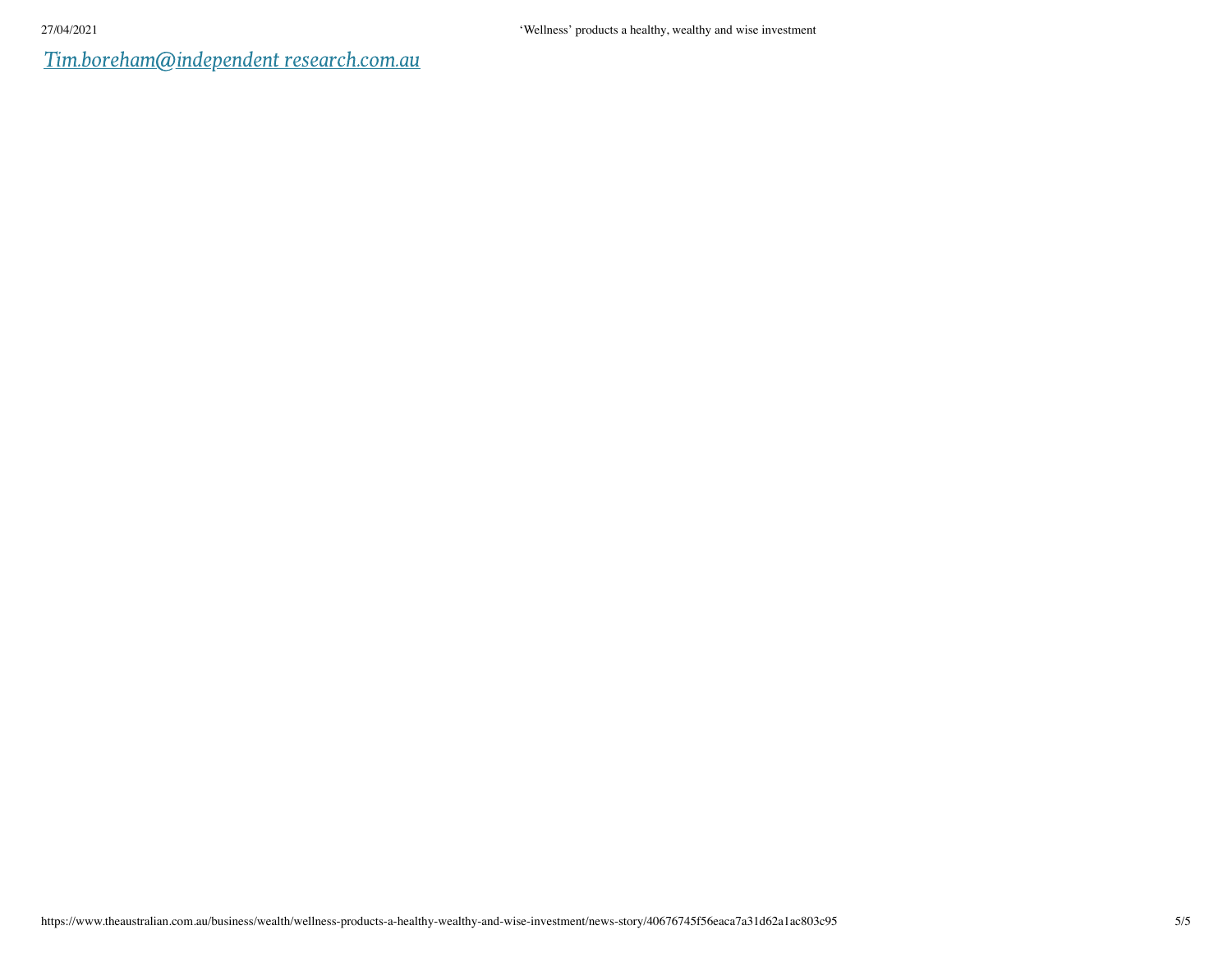*Tim.boreham@independent research.com.au*